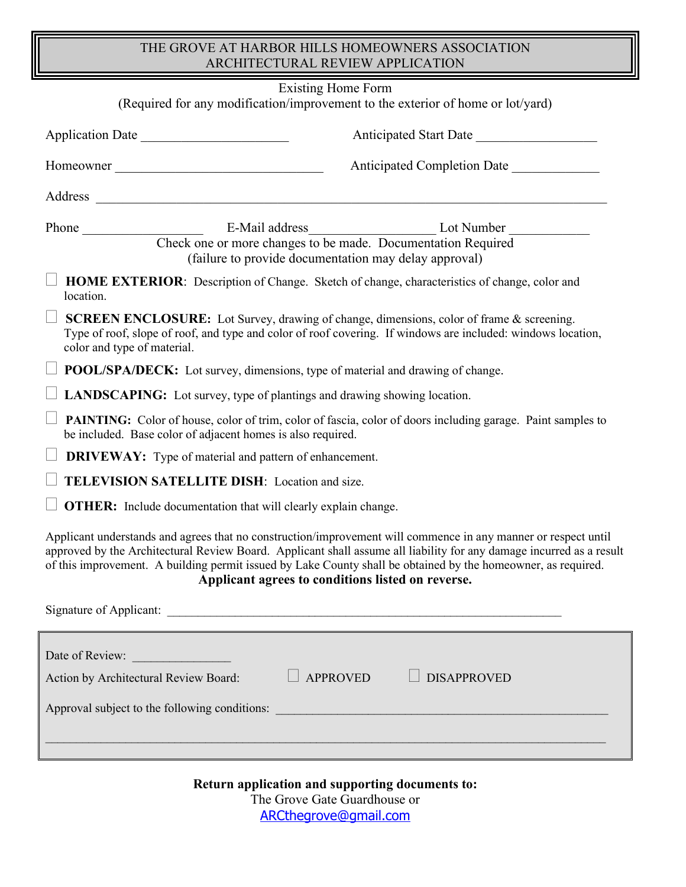# THE GROVE AT HARBOR HILLS HOMEOWNERS ASSOCIATION
## ARCHITECTURAL REVIEW APPLICATION

Existing Home Form
(Required for any modification/improvement to the exterior of home or lot/yard)

Application Date ______________________ Anticipated Start Date __________________

Homeowner _______________________________ Anticipated Completion Date _____________

Address ____________________________________________________________________________

Phone __________________ E-Mail address__________________ Lot Number ____________

Check one or more changes to be made. Documentation Required
(failure to provide documentation may delay approval)

- ☐ **HOME EXTERIOR**: Description of Change. Sketch of change, characteristics of change, color and location.
- ☐ **SCREEN ENCLOSURE:** Lot Survey, drawing of change, dimensions, color of frame & screening. Type of roof, slope of roof, and type and color of roof covering. If windows are included: windows location, color and type of material.
- ☐ **POOL/SPA/DECK:** Lot survey, dimensions, type of material and drawing of change.
- ☐ **LANDSCAPING:** Lot survey, type of plantings and drawing showing location.
- ☐ **PAINTING:** Color of house, color of trim, color of fascia, color of doors including garage. Paint samples to be included. Base color of adjacent homes is also required.
- ☐ **DRIVEWAY:** Type of material and pattern of enhancement.
- ☐ **TELEVISION SATELLITE DISH**: Location and size.
- ☐ **OTHER:** Include documentation that will clearly explain change.

Applicant understands and agrees that no construction/improvement will commence in any manner or respect until approved by the Architectural Review Board. Applicant shall assume all liability for any damage incurred as a result of this improvement. A building permit issued by Lake County shall be obtained by the homeowner, as required.

**Applicant agrees to conditions listed on reverse.**

Signature of Applicant: ____________________________________________________________

---

Date of Review: _______________

Action by Architectural Review Board: ☐ APPROVED ☐ DISAPPROVED

Approval subject to the following conditions: _____________________________________________________

_____________________________________________________________________________________

---

**Return application and supporting documents to:**

The Grove Gate Guardhouse or

ARCthegrove@gmail.com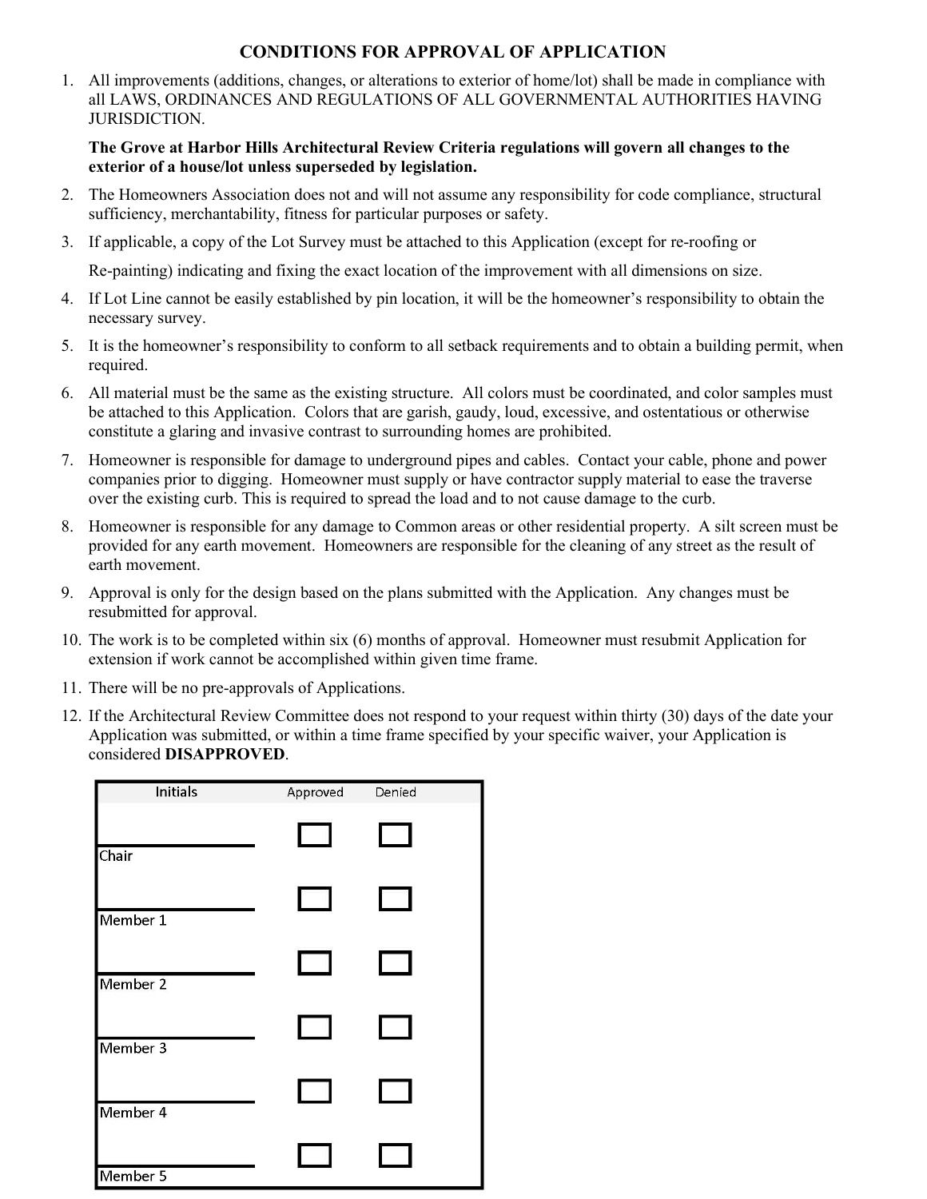## CONDITIONS FOR APPROVAL OF APPLICATION

1. All improvements (additions, changes, or alterations to exterior of home/lot) shall be made in compliance with all LAWS, ORDINANCES AND REGULATIONS OF ALL GOVERNMENTAL AUTHORITIES HAVING JURISDICTION.

   **The Grove at Harbor Hills Architectural Review Criteria regulations will govern all changes to the exterior of a house/lot unless superseded by legislation.**

2. The Homeowners Association does not and will not assume any responsibility for code compliance, structural sufficiency, merchantability, fitness for particular purposes or safety.
3. If applicable, a copy of the Lot Survey must be attached to this Application (except for re-roofing or Re-painting) indicating and fixing the exact location of the improvement with all dimensions on size.
4. If Lot Line cannot be easily established by pin location, it will be the homeowner's responsibility to obtain the necessary survey.
5. It is the homeowner's responsibility to conform to all setback requirements and to obtain a building permit, when required.
6. All material must be the same as the existing structure. All colors must be coordinated, and color samples must be attached to this Application. Colors that are garish, gaudy, loud, excessive, and ostentatious or otherwise constitute a glaring and invasive contrast to surrounding homes are prohibited.
7. Homeowner is responsible for damage to underground pipes and cables. Contact your cable, phone and power companies prior to digging. Homeowner must supply or have contractor supply material to ease the traverse over the existing curb. This is required to spread the load and to not cause damage to the curb.
8. Homeowner is responsible for any damage to Common areas or other residential property. A silt screen must be provided for any earth movement. Homeowners are responsible for the cleaning of any street as the result of earth movement.
9. Approval is only for the design based on the plans submitted with the Application. Any changes must be resubmitted for approval.
10. The work is to be completed within six (6) months of approval. Homeowner must resubmit Application for extension if work cannot be accomplished within given time frame.
11. There will be no pre-approvals of Applications.
12. If the Architectural Review Committee does not respond to your request within thirty (30) days of the date your Application was submitted, or within a time frame specified by your specific waiver, your Application is considered **DISAPPROVED**.

| Initials | Approved | Denied |
|---|---|---|
| Chair | ☐ | ☐ |
| Member 1 | ☐ | ☐ |
| Member 2 | ☐ | ☐ |
| Member 3 | ☐ | ☐ |
| Member 4 | ☐ | ☐ |
| Member 5 | ☐ | ☐ |